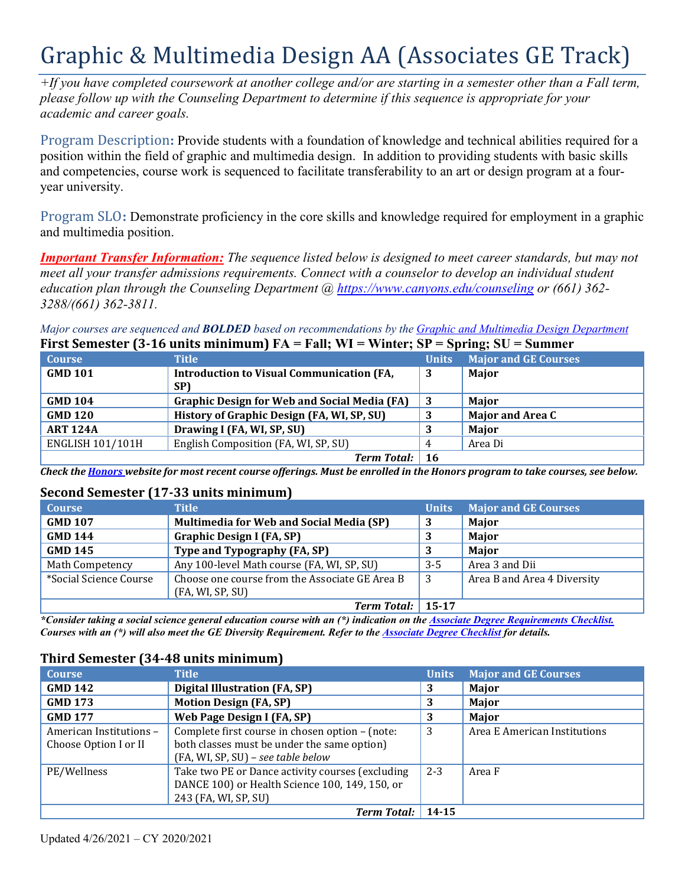# Graphic & Multimedia Design AA (Associates GE Track)

*+If you have completed coursework at another college and/or are starting in a semester other than a Fall term, please follow up with the Counseling Department to determine if this sequence is appropriate for your academic and career goals.*

**Program Description:** Provide students with a foundation of knowledge and technical abilities required for a position within the field of graphic and multimedia design. In addition to providing students with basic skills and competencies, course work is sequenced to facilitate transferability to an art or design program at a four-year university.

**Program SLO:** Demonstrate proficiency in the core skills and knowledge required for employment in a graphic and multimedia position.

***Important Transfer Information:*** *The sequence listed below is designed to meet career standards, but may not meet all your transfer admissions requirements. Connect with a counselor to develop an individual student education plan through the Counseling Department @ https://www.canyons.edu/counseling or (661) 362-3288/(661) 362-3811.*

*Major courses are sequenced and **BOLDED** based on recommendations by the Graphic and Multimedia Design Department*

### First Semester (3-16 units minimum) FA = Fall; WI = Winter; SP = Spring; SU = Summer

| Course | Title | Units | Major and GE Courses |
|---|---|---|---|
| **GMD 101** | **Introduction to Visual Communication (FA, SP)** | **3** | **Major** |
| **GMD 104** | **Graphic Design for Web and Social Media (FA)** | **3** | **Major** |
| **GMD 120** | **History of Graphic Design (FA, WI, SP, SU)** | **3** | **Major and Area C** |
| **ART 124A** | **Drawing I (FA, WI, SP, SU)** | **3** | **Major** |
| ENGLISH 101/101H | English Composition (FA, WI, SP, SU) | 4 | Area Di |
| | ***Term Total:*** | **16** | |

***Check the Honors website for most recent course offerings. Must be enrolled in the Honors program to take courses, see below.***

### Second Semester (17-33 units minimum)

| Course | Title | Units | Major and GE Courses |
|---|---|---|---|
| **GMD 107** | **Multimedia for Web and Social Media (SP)** | **3** | **Major** |
| **GMD 144** | **Graphic Design I (FA, SP)** | **3** | **Major** |
| **GMD 145** | **Type and Typography (FA, SP)** | **3** | **Major** |
| Math Competency | Any 100-level Math course (FA, WI, SP, SU) | 3-5 | Area 3 and Dii |
| *Social Science Course | Choose one course from the Associate GE Area B (FA, WI, SP, SU) | 3 | Area B and Area 4 Diversity |
| | ***Term Total:*** | **15-17** | |

****Consider taking a social science general education course with an (*) indication on the Associate Degree Requirements Checklist. Courses with an (*) will also meet the GE Diversity Requirement. Refer to the Associate Degree Checklist for details.***

### Third Semester (34-48 units minimum)

| Course | Title | Units | Major and GE Courses |
|---|---|---|---|
| **GMD 142** | **Digital Illustration (FA, SP)** | **3** | **Major** |
| **GMD 173** | **Motion Design (FA, SP)** | **3** | **Major** |
| **GMD 177** | **Web Page Design I (FA, SP)** | **3** | **Major** |
| American Institutions – Choose Option I or II | Complete first course in chosen option – (note: both classes must be under the same option) (FA, WI, SP, SU) – *see table below* | 3 | Area E American Institutions |
| PE/Wellness | Take two PE or Dance activity courses (excluding DANCE 100) or Health Science 100, 149, 150, or 243 (FA, WI, SP, SU) | 2-3 | Area F |
| | ***Term Total:*** | **14-15** | |

Updated 4/26/2021 – CY 2020/2021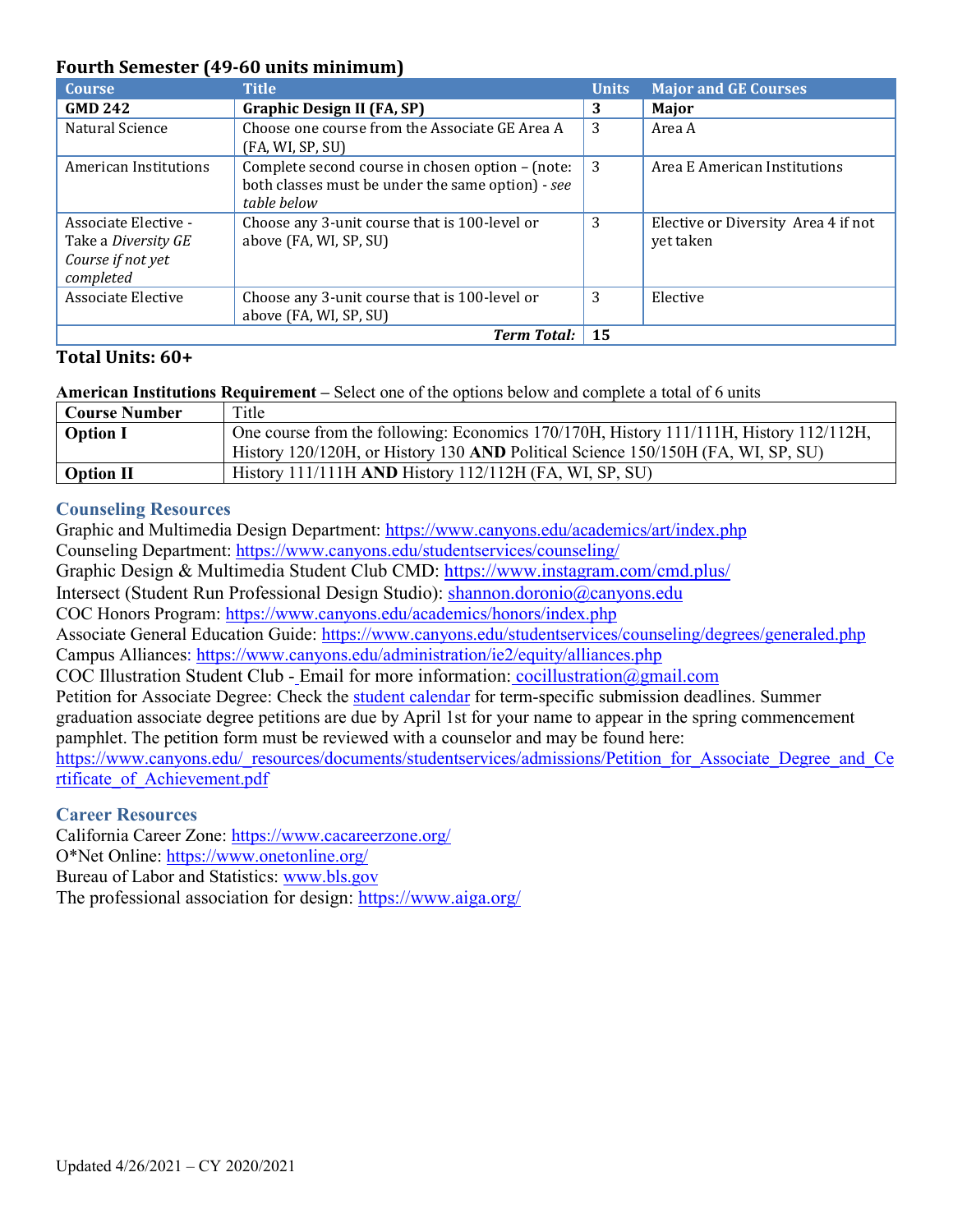### Fourth Semester (49-60 units minimum)

| Course | Title | Units | Major and GE Courses |
|---|---|---|---|
| **GMD 242** | **Graphic Design II (FA, SP)** | **3** | **Major** |
| Natural Science | Choose one course from the Associate GE Area A (FA, WI, SP, SU) | 3 | Area A |
| American Institutions | Complete second course in chosen option – (note: both classes must be under the same option) - *see table below* | 3 | Area E American Institutions |
| Associate Elective - Take a *Diversity GE Course if not yet completed* | Choose any 3-unit course that is 100-level or above (FA, WI, SP, SU) | 3 | Elective or Diversity Area 4 if not yet taken |
| Associate Elective | Choose any 3-unit course that is 100-level or above (FA, WI, SP, SU) | 3 | Elective |
| | ***Term Total:*** | **15** | |

### Total Units: 60+

**American Institutions Requirement** – Select one of the options below and complete a total of 6 units

| **Course Number** | Title |
|---|---|
| **Option I** | One course from the following: Economics 170/170H, History 111/111H, History 112/112H, History 120/120H, or History 130 **AND** Political Science 150/150H (FA, WI, SP, SU) |
| **Option II** | History 111/111H **AND** History 112/112H (FA, WI, SP, SU) |

### Counseling Resources

Graphic and Multimedia Design Department: https://www.canyons.edu/academics/art/index.php
Counseling Department: https://www.canyons.edu/studentservices/counseling/
Graphic Design & Multimedia Student Club CMD: https://www.instagram.com/cmd.plus/
Intersect (Student Run Professional Design Studio): shannon.doronio@canyons.edu
COC Honors Program: https://www.canyons.edu/academics/honors/index.php
Associate General Education Guide: https://www.canyons.edu/studentservices/counseling/degrees/generaled.php
Campus Alliances: https://www.canyons.edu/administration/ie2/equity/alliances.php
COC Illustration Student Club - Email for more information: cocillustration@gmail.com
Petition for Associate Degree: Check the student calendar for term-specific submission deadlines. Summer graduation associate degree petitions are due by April 1st for your name to appear in the spring commencement pamphlet. The petition form must be reviewed with a counselor and may be found here: https://www.canyons.edu/_resources/documents/studentservices/admissions/Petition_for_Associate_Degree_and_Certificate_of_Achievement.pdf

### Career Resources

California Career Zone: https://www.cacareerzone.org/
O*Net Online: https://www.onetonline.org/
Bureau of Labor and Statistics: www.bls.gov
The professional association for design: https://www.aiga.org/

Updated 4/26/2021 – CY 2020/2021